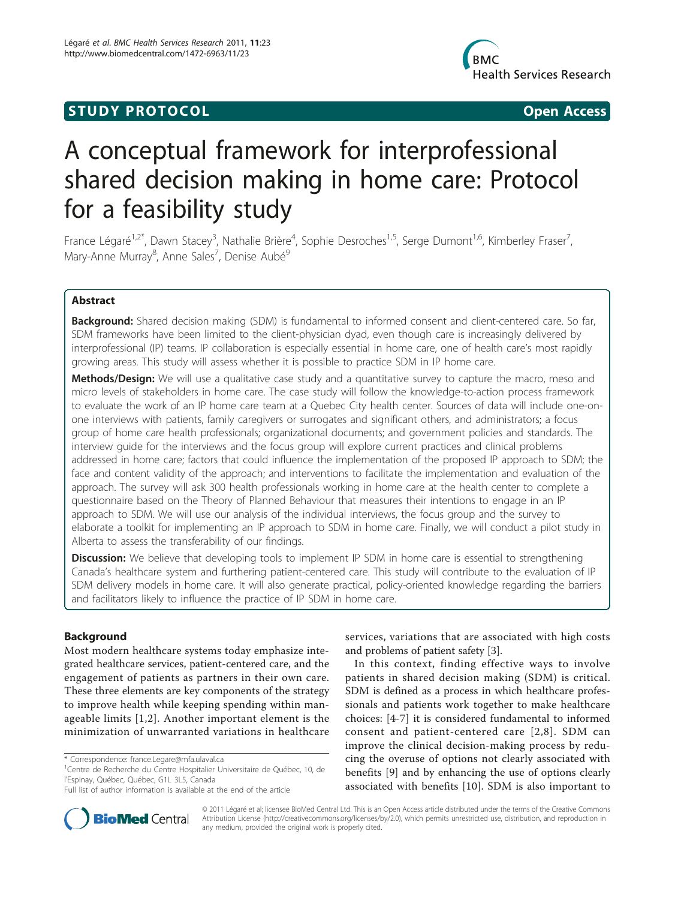STUDY PROTOCOL Open Access

# A conceptual framework for interprofessional shared decision making in home care: Protocol for a feasibility study

France Légaré[1,2*], Dawn Stacey[3], Nathalie Brière[4], Sophie Desroches[1,5], Serge Dumont[1,6], Kimberley Fraser[7], Mary-Anne Murray[8], Anne Sales[7], Denise Aubé[9]

## Abstract

**Background:** Shared decision making (SDM) is fundamental to informed consent and client-centered care. So far, SDM frameworks have been limited to the client-physician dyad, even though care is increasingly delivered by interprofessional (IP) teams. IP collaboration is especially essential in home care, one of health care's most rapidly growing areas. This study will assess whether it is possible to practice SDM in IP home care.

**Methods/Design:** We will use a qualitative case study and a quantitative survey to capture the macro, meso and micro levels of stakeholders in home care. The case study will follow the knowledge-to-action process framework to evaluate the work of an IP home care team at a Quebec City health center. Sources of data will include one-on-one interviews with patients, family caregivers or surrogates and significant others, and administrators; a focus group of home care health professionals; organizational documents; and government policies and standards. The interview guide for the interviews and the focus group will explore current practices and clinical problems addressed in home care; factors that could influence the implementation of the proposed IP approach to SDM; the face and content validity of the approach; and interventions to facilitate the implementation and evaluation of the approach. The survey will ask 300 health professionals working in home care at the health center to complete a questionnaire based on the Theory of Planned Behaviour that measures their intentions to engage in an IP approach to SDM. We will use our analysis of the individual interviews, the focus group and the survey to elaborate a toolkit for implementing an IP approach to SDM in home care. Finally, we will conduct a pilot study in Alberta to assess the transferability of our findings.

**Discussion:** We believe that developing tools to implement IP SDM in home care is essential to strengthening Canada's healthcare system and furthering patient-centered care. This study will contribute to the evaluation of IP SDM delivery models in home care. It will also generate practical, policy-oriented knowledge regarding the barriers and facilitators likely to influence the practice of IP SDM in home care.

## Background

Most modern healthcare systems today emphasize integrated healthcare services, patient-centered care, and the engagement of patients as partners in their own care. These three elements are key components of the strategy to improve health while keeping spending within manageable limits [1,2]. Another important element is the minimization of unwarranted variations in healthcare services, variations that are associated with high costs and problems of patient safety [3].

In this context, finding effective ways to involve patients in shared decision making (SDM) is critical. SDM is defined as a process in which healthcare professionals and patients work together to make healthcare choices: [4-7] it is considered fundamental to informed consent and patient-centered care [2,8]. SDM can improve the clinical decision-making process by reducing the overuse of options not clearly associated with benefits [9] and by enhancing the use of options clearly associated with benefits [10]. SDM is also important to

\* Correspondence: france.Legare@mfa.ulaval.ca
[1]Centre de Recherche du Centre Hospitalier Universitaire de Québec, 10, de l'Espinay, Québec, Québec, G1L 3L5, Canada
Full list of author information is available at the end of the article

© 2011 Légaré et al; licensee BioMed Central Ltd. This is an Open Access article distributed under the terms of the Creative Commons Attribution License (http://creativecommons.org/licenses/by/2.0), which permits unrestricted use, distribution, and reproduction in any medium, provided the original work is properly cited.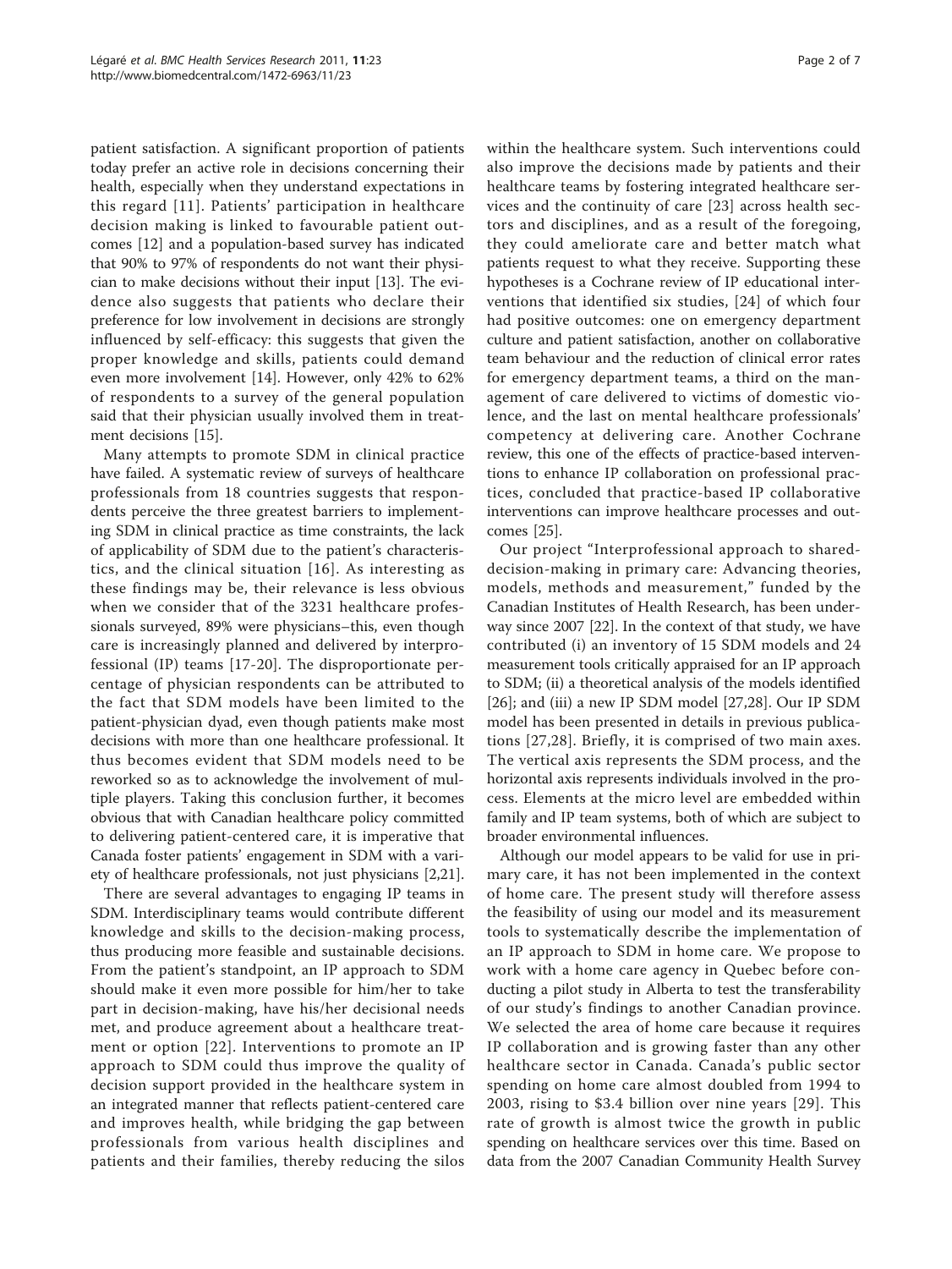patient satisfaction. A significant proportion of patients today prefer an active role in decisions concerning their health, especially when they understand expectations in this regard [11]. Patients' participation in healthcare decision making is linked to favourable patient outcomes [12] and a population-based survey has indicated that 90% to 97% of respondents do not want their physician to make decisions without their input [13]. The evidence also suggests that patients who declare their preference for low involvement in decisions are strongly influenced by self-efficacy: this suggests that given the proper knowledge and skills, patients could demand even more involvement [14]. However, only 42% to 62% of respondents to a survey of the general population said that their physician usually involved them in treatment decisions [15].

Many attempts to promote SDM in clinical practice have failed. A systematic review of surveys of healthcare professionals from 18 countries suggests that respondents perceive the three greatest barriers to implementing SDM in clinical practice as time constraints, the lack of applicability of SDM due to the patient's characteristics, and the clinical situation [16]. As interesting as these findings may be, their relevance is less obvious when we consider that of the 3231 healthcare professionals surveyed, 89% were physicians–this, even though care is increasingly planned and delivered by interprofessional (IP) teams [17-20]. The disproportionate percentage of physician respondents can be attributed to the fact that SDM models have been limited to the patient-physician dyad, even though patients make most decisions with more than one healthcare professional. It thus becomes evident that SDM models need to be reworked so as to acknowledge the involvement of multiple players. Taking this conclusion further, it becomes obvious that with Canadian healthcare policy committed to delivering patient-centered care, it is imperative that Canada foster patients' engagement in SDM with a variety of healthcare professionals, not just physicians [2,21].

There are several advantages to engaging IP teams in SDM. Interdisciplinary teams would contribute different knowledge and skills to the decision-making process, thus producing more feasible and sustainable decisions. From the patient's standpoint, an IP approach to SDM should make it even more possible for him/her to take part in decision-making, have his/her decisional needs met, and produce agreement about a healthcare treatment or option [22]. Interventions to promote an IP approach to SDM could thus improve the quality of decision support provided in the healthcare system in an integrated manner that reflects patient-centered care and improves health, while bridging the gap between professionals from various health disciplines and patients and their families, thereby reducing the silos within the healthcare system. Such interventions could also improve the decisions made by patients and their healthcare teams by fostering integrated healthcare services and the continuity of care [23] across health sectors and disciplines, and as a result of the foregoing, they could ameliorate care and better match what patients request to what they receive. Supporting these hypotheses is a Cochrane review of IP educational interventions that identified six studies, [24] of which four had positive outcomes: one on emergency department culture and patient satisfaction, another on collaborative team behaviour and the reduction of clinical error rates for emergency department teams, a third on the management of care delivered to victims of domestic violence, and the last on mental healthcare professionals' competency at delivering care. Another Cochrane review, this one of the effects of practice-based interventions to enhance IP collaboration on professional practices, concluded that practice-based IP collaborative interventions can improve healthcare processes and outcomes [25].

Our project "Interprofessional approach to shared-decision-making in primary care: Advancing theories, models, methods and measurement," funded by the Canadian Institutes of Health Research, has been underway since 2007 [22]. In the context of that study, we have contributed (i) an inventory of 15 SDM models and 24 measurement tools critically appraised for an IP approach to SDM; (ii) a theoretical analysis of the models identified [26]; and (iii) a new IP SDM model [27,28]. Our IP SDM model has been presented in details in previous publications [27,28]. Briefly, it is comprised of two main axes. The vertical axis represents the SDM process, and the horizontal axis represents individuals involved in the process. Elements at the micro level are embedded within family and IP team systems, both of which are subject to broader environmental influences.

Although our model appears to be valid for use in primary care, it has not been implemented in the context of home care. The present study will therefore assess the feasibility of using our model and its measurement tools to systematically describe the implementation of an IP approach to SDM in home care. We propose to work with a home care agency in Quebec before conducting a pilot study in Alberta to test the transferability of our study's findings to another Canadian province. We selected the area of home care because it requires IP collaboration and is growing faster than any other healthcare sector in Canada. Canada's public sector spending on home care almost doubled from 1994 to 2003, rising to $3.4 billion over nine years [29]. This rate of growth is almost twice the growth in public spending on healthcare services over this time. Based on data from the 2007 Canadian Community Health Survey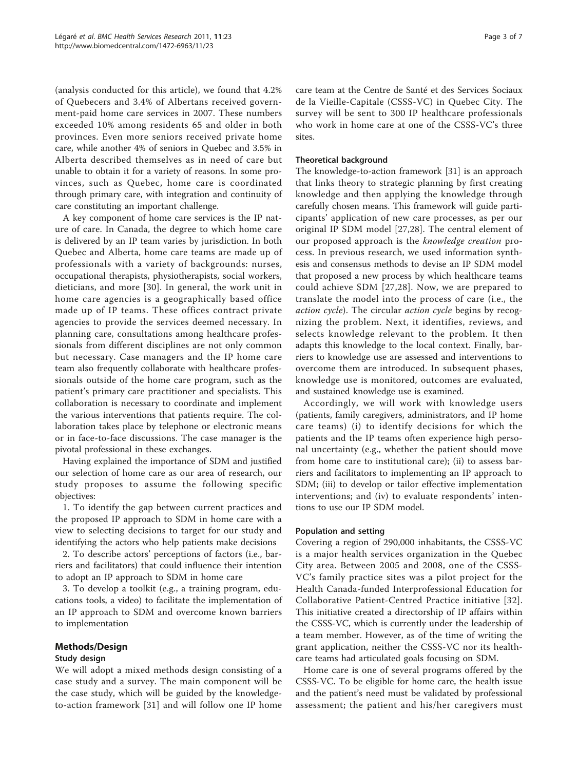(analysis conducted for this article), we found that 4.2% of Quebecers and 3.4% of Albertans received government-paid home care services in 2007. These numbers exceeded 10% among residents 65 and older in both provinces. Even more seniors received private home care, while another 4% of seniors in Quebec and 3.5% in Alberta described themselves as in need of care but unable to obtain it for a variety of reasons. In some provinces, such as Quebec, home care is coordinated through primary care, with integration and continuity of care constituting an important challenge.

A key component of home care services is the IP nature of care. In Canada, the degree to which home care is delivered by an IP team varies by jurisdiction. In both Quebec and Alberta, home care teams are made up of professionals with a variety of backgrounds: nurses, occupational therapists, physiotherapists, social workers, dieticians, and more [30]. In general, the work unit in home care agencies is a geographically based office made up of IP teams. These offices contract private agencies to provide the services deemed necessary. In planning care, consultations among healthcare professionals from different disciplines are not only common but necessary. Case managers and the IP home care team also frequently collaborate with healthcare professionals outside of the home care program, such as the patient's primary care practitioner and specialists. This collaboration is necessary to coordinate and implement the various interventions that patients require. The collaboration takes place by telephone or electronic means or in face-to-face discussions. The case manager is the pivotal professional in these exchanges.

Having explained the importance of SDM and justified our selection of home care as our area of research, our study proposes to assume the following specific objectives:

1. To identify the gap between current practices and the proposed IP approach to SDM in home care with a view to selecting decisions to target for our study and identifying the actors who help patients make decisions

2. To describe actors' perceptions of factors (i.e., barriers and facilitators) that could influence their intention to adopt an IP approach to SDM in home care

3. To develop a toolkit (e.g., a training program, educations tools, a video) to facilitate the implementation of an IP approach to SDM and overcome known barriers to implementation

## Methods/Design

### Study design

We will adopt a mixed methods design consisting of a case study and a survey. The main component will be the case study, which will be guided by the knowledge-to-action framework [31] and will follow one IP home care team at the Centre de Santé et des Services Sociaux de la Vieille-Capitale (CSSS-VC) in Quebec City. The survey will be sent to 300 IP healthcare professionals who work in home care at one of the CSSS-VC's three sites.

### Theoretical background

The knowledge-to-action framework [31] is an approach that links theory to strategic planning by first creating knowledge and then applying the knowledge through carefully chosen means. This framework will guide participants' application of new care processes, as per our original IP SDM model [27,28]. The central element of our proposed approach is the *knowledge creation* process. In previous research, we used information synthesis and consensus methods to devise an IP SDM model that proposed a new process by which healthcare teams could achieve SDM [27,28]. Now, we are prepared to translate the model into the process of care (i.e., the *action cycle*). The circular *action cycle* begins by recognizing the problem. Next, it identifies, reviews, and selects knowledge relevant to the problem. It then adapts this knowledge to the local context. Finally, barriers to knowledge use are assessed and interventions to overcome them are introduced. In subsequent phases, knowledge use is monitored, outcomes are evaluated, and sustained knowledge use is examined.

Accordingly, we will work with knowledge users (patients, family caregivers, administrators, and IP home care teams) (i) to identify decisions for which the patients and the IP teams often experience high personal uncertainty (e.g., whether the patient should move from home care to institutional care); (ii) to assess barriers and facilitators to implementing an IP approach to SDM; (iii) to develop or tailor effective implementation interventions; and (iv) to evaluate respondents' intentions to use our IP SDM model.

### Population and setting

Covering a region of 290,000 inhabitants, the CSSS-VC is a major health services organization in the Quebec City area. Between 2005 and 2008, one of the CSSS-VC's family practice sites was a pilot project for the Health Canada-funded Interprofessional Education for Collaborative Patient-Centred Practice initiative [32]. This initiative created a directorship of IP affairs within the CSSS-VC, which is currently under the leadership of a team member. However, as of the time of writing the grant application, neither the CSSS-VC nor its healthcare teams had articulated goals focusing on SDM.

Home care is one of several programs offered by the CSSS-VC. To be eligible for home care, the health issue and the patient's need must be validated by professional assessment; the patient and his/her caregivers must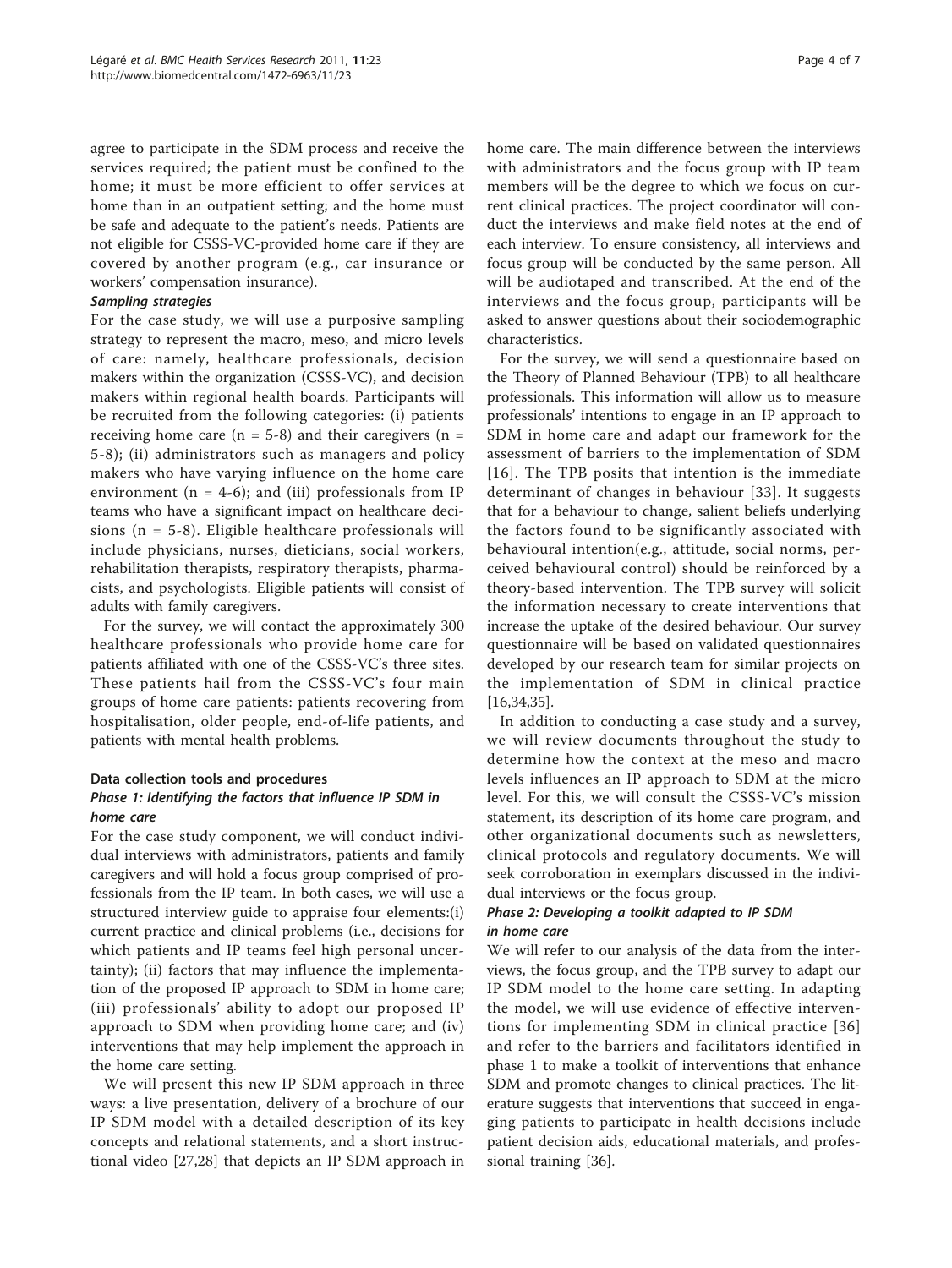agree to participate in the SDM process and receive the services required; the patient must be confined to the home; it must be more efficient to offer services at home than in an outpatient setting; and the home must be safe and adequate to the patient's needs. Patients are not eligible for CSSS-VC-provided home care if they are covered by another program (e.g., car insurance or workers' compensation insurance).

#### *Sampling strategies*

For the case study, we will use a purposive sampling strategy to represent the macro, meso, and micro levels of care: namely, healthcare professionals, decision makers within the organization (CSSS-VC), and decision makers within regional health boards. Participants will be recruited from the following categories: (i) patients receiving home care (n = 5-8) and their caregivers (n = 5-8); (ii) administrators such as managers and policy makers who have varying influence on the home care environment (n = 4-6); and (iii) professionals from IP teams who have a significant impact on healthcare decisions (n = 5-8). Eligible healthcare professionals will include physicians, nurses, dieticians, social workers, rehabilitation therapists, respiratory therapists, pharmacists, and psychologists. Eligible patients will consist of adults with family caregivers.

For the survey, we will contact the approximately 300 healthcare professionals who provide home care for patients affiliated with one of the CSSS-VC's three sites. These patients hail from the CSSS-VC's four main groups of home care patients: patients recovering from hospitalisation, older people, end-of-life patients, and patients with mental health problems.

### Data collection tools and procedures

#### *Phase 1: Identifying the factors that influence IP SDM in home care*

For the case study component, we will conduct individual interviews with administrators, patients and family caregivers and will hold a focus group comprised of professionals from the IP team. In both cases, we will use a structured interview guide to appraise four elements:(i) current practice and clinical problems (i.e., decisions for which patients and IP teams feel high personal uncertainty); (ii) factors that may influence the implementation of the proposed IP approach to SDM in home care; (iii) professionals' ability to adopt our proposed IP approach to SDM when providing home care; and (iv) interventions that may help implement the approach in the home care setting.

We will present this new IP SDM approach in three ways: a live presentation, delivery of a brochure of our IP SDM model with a detailed description of its key concepts and relational statements, and a short instructional video [27,28] that depicts an IP SDM approach in home care. The main difference between the interviews with administrators and the focus group with IP team members will be the degree to which we focus on current clinical practices. The project coordinator will conduct the interviews and make field notes at the end of each interview. To ensure consistency, all interviews and focus group will be conducted by the same person. All will be audiotaped and transcribed. At the end of the interviews and the focus group, participants will be asked to answer questions about their sociodemographic characteristics.

For the survey, we will send a questionnaire based on the Theory of Planned Behaviour (TPB) to all healthcare professionals. This information will allow us to measure professionals' intentions to engage in an IP approach to SDM in home care and adapt our framework for the assessment of barriers to the implementation of SDM [16]. The TPB posits that intention is the immediate determinant of changes in behaviour [33]. It suggests that for a behaviour to change, salient beliefs underlying the factors found to be significantly associated with behavioural intention(e.g., attitude, social norms, perceived behavioural control) should be reinforced by a theory-based intervention. The TPB survey will solicit the information necessary to create interventions that increase the uptake of the desired behaviour. Our survey questionnaire will be based on validated questionnaires developed by our research team for similar projects on the implementation of SDM in clinical practice [16,34,35].

In addition to conducting a case study and a survey, we will review documents throughout the study to determine how the context at the meso and macro levels influences an IP approach to SDM at the micro level. For this, we will consult the CSSS-VC's mission statement, its description of its home care program, and other organizational documents such as newsletters, clinical protocols and regulatory documents. We will seek corroboration in exemplars discussed in the individual interviews or the focus group.

#### *Phase 2: Developing a toolkit adapted to IP SDM in home care*

We will refer to our analysis of the data from the interviews, the focus group, and the TPB survey to adapt our IP SDM model to the home care setting. In adapting the model, we will use evidence of effective interventions for implementing SDM in clinical practice [36] and refer to the barriers and facilitators identified in phase 1 to make a toolkit of interventions that enhance SDM and promote changes to clinical practices. The literature suggests that interventions that succeed in engaging patients to participate in health decisions include patient decision aids, educational materials, and professional training [36].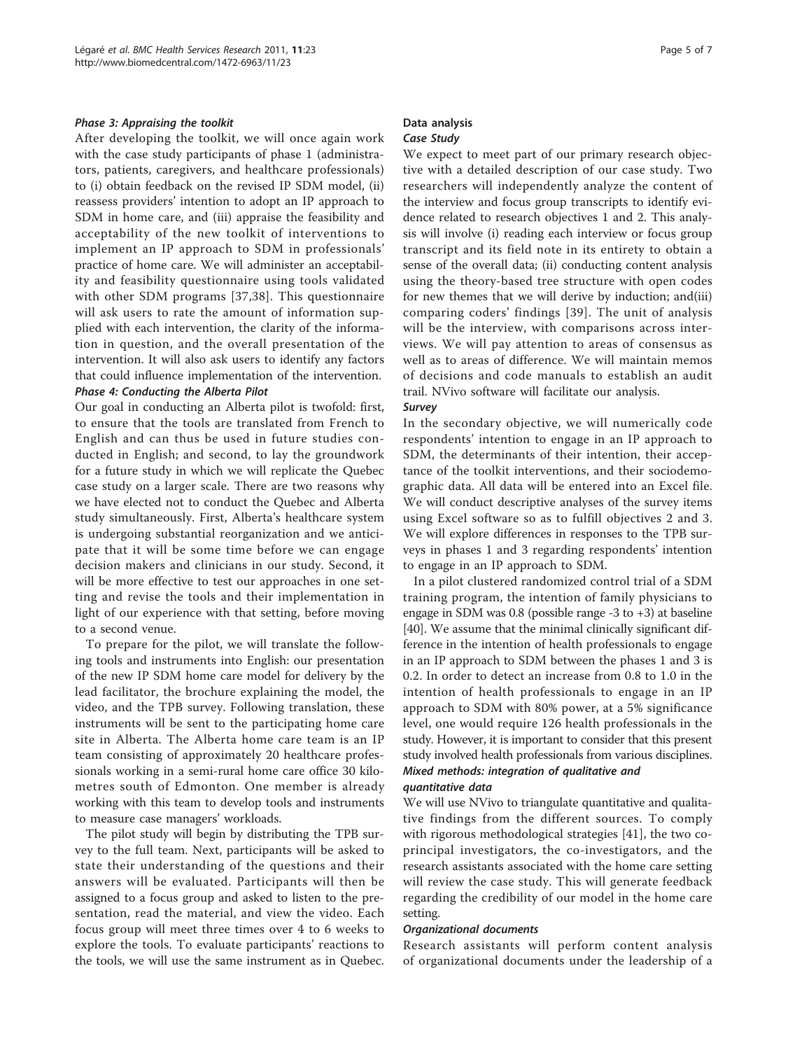### Phase 3: Appraising the toolkit

After developing the toolkit, we will once again work with the case study participants of phase 1 (administrators, patients, caregivers, and healthcare professionals) to (i) obtain feedback on the revised IP SDM model, (ii) reassess providers' intention to adopt an IP approach to SDM in home care, and (iii) appraise the feasibility and acceptability of the new toolkit of interventions to implement an IP approach to SDM in professionals' practice of home care. We will administer an acceptability and feasibility questionnaire using tools validated with other SDM programs [37,38]. This questionnaire will ask users to rate the amount of information supplied with each intervention, the clarity of the information in question, and the overall presentation of the intervention. It will also ask users to identify any factors that could influence implementation of the intervention.

### Phase 4: Conducting the Alberta Pilot

Our goal in conducting an Alberta pilot is twofold: first, to ensure that the tools are translated from French to English and can thus be used in future studies conducted in English; and second, to lay the groundwork for a future study in which we will replicate the Quebec case study on a larger scale. There are two reasons why we have elected not to conduct the Quebec and Alberta study simultaneously. First, Alberta's healthcare system is undergoing substantial reorganization and we anticipate that it will be some time before we can engage decision makers and clinicians in our study. Second, it will be more effective to test our approaches in one setting and revise the tools and their implementation in light of our experience with that setting, before moving to a second venue.

To prepare for the pilot, we will translate the following tools and instruments into English: our presentation of the new IP SDM home care model for delivery by the lead facilitator, the brochure explaining the model, the video, and the TPB survey. Following translation, these instruments will be sent to the participating home care site in Alberta. The Alberta home care team is an IP team consisting of approximately 20 healthcare professionals working in a semi-rural home care office 30 kilometres south of Edmonton. One member is already working with this team to develop tools and instruments to measure case managers' workloads.

The pilot study will begin by distributing the TPB survey to the full team. Next, participants will be asked to state their understanding of the questions and their answers will be evaluated. Participants will then be assigned to a focus group and asked to listen to the presentation, read the material, and view the video. Each focus group will meet three times over 4 to 6 weeks to explore the tools. To evaluate participants' reactions to the tools, we will use the same instrument as in Quebec.

## Data analysis

### Case Study

We expect to meet part of our primary research objective with a detailed description of our case study. Two researchers will independently analyze the content of the interview and focus group transcripts to identify evidence related to research objectives 1 and 2. This analysis will involve (i) reading each interview or focus group transcript and its field note in its entirety to obtain a sense of the overall data; (ii) conducting content analysis using the theory-based tree structure with open codes for new themes that we will derive by induction; and(iii) comparing coders' findings [39]. The unit of analysis will be the interview, with comparisons across interviews. We will pay attention to areas of consensus as well as to areas of difference. We will maintain memos of decisions and code manuals to establish an audit trail. NVivo software will facilitate our analysis.

### Survey

In the secondary objective, we will numerically code respondents' intention to engage in an IP approach to SDM, the determinants of their intention, their acceptance of the toolkit interventions, and their sociodemographic data. All data will be entered into an Excel file. We will conduct descriptive analyses of the survey items using Excel software so as to fulfill objectives 2 and 3. We will explore differences in responses to the TPB surveys in phases 1 and 3 regarding respondents' intention to engage in an IP approach to SDM.

In a pilot clustered randomized control trial of a SDM training program, the intention of family physicians to engage in SDM was 0.8 (possible range -3 to +3) at baseline [40]. We assume that the minimal clinically significant difference in the intention of health professionals to engage in an IP approach to SDM between the phases 1 and 3 is 0.2. In order to detect an increase from 0.8 to 1.0 in the intention of health professionals to engage in an IP approach to SDM with 80% power, at a 5% significance level, one would require 126 health professionals in the study. However, it is important to consider that this present study involved health professionals from various disciplines.

### Mixed methods: integration of qualitative and quantitative data

We will use NVivo to triangulate quantitative and qualitative findings from the different sources. To comply with rigorous methodological strategies [41], the two co-principal investigators, the co-investigators, and the research assistants associated with the home care setting will review the case study. This will generate feedback regarding the credibility of our model in the home care setting.

### Organizational documents

Research assistants will perform content analysis of organizational documents under the leadership of a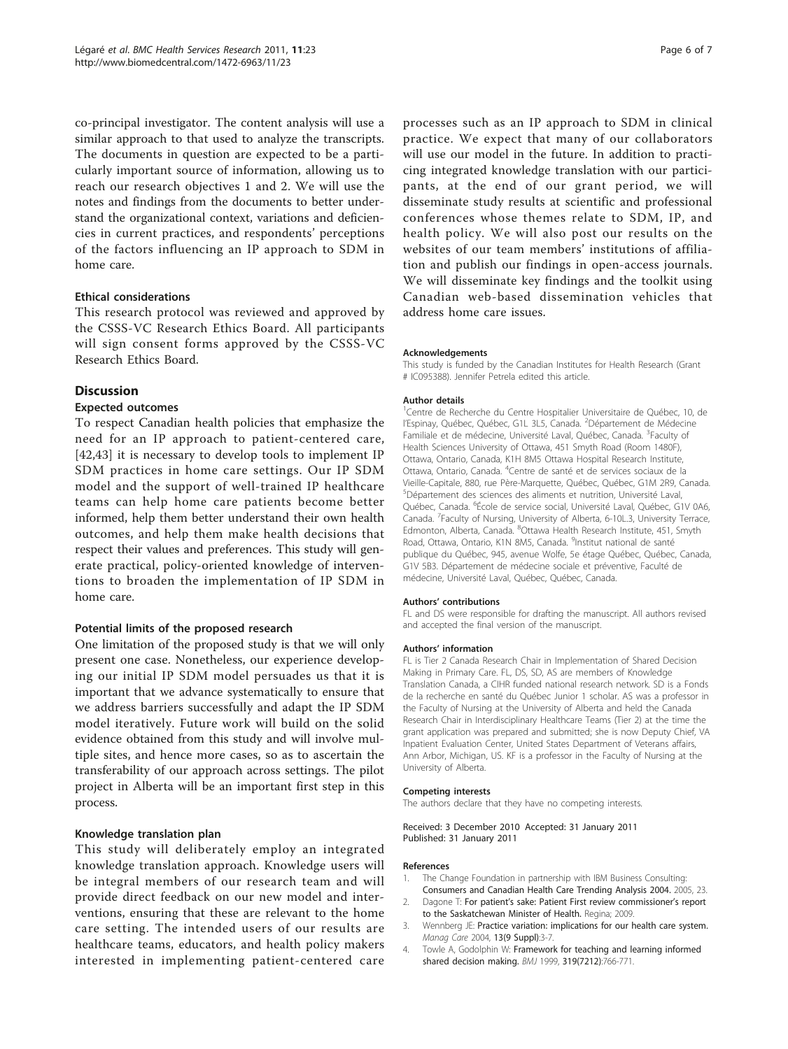co-principal investigator. The content analysis will use a similar approach to that used to analyze the transcripts. The documents in question are expected to be a particularly important source of information, allowing us to reach our research objectives 1 and 2. We will use the notes and findings from the documents to better understand the organizational context, variations and deficiencies in current practices, and respondents' perceptions of the factors influencing an IP approach to SDM in home care.

### Ethical considerations

This research protocol was reviewed and approved by the CSSS-VC Research Ethics Board. All participants will sign consent forms approved by the CSSS-VC Research Ethics Board.

## Discussion

### Expected outcomes

To respect Canadian health policies that emphasize the need for an IP approach to patient-centered care, [42,43] it is necessary to develop tools to implement IP SDM practices in home care settings. Our IP SDM model and the support of well-trained IP healthcare teams can help home care patients become better informed, help them better understand their own health outcomes, and help them make health decisions that respect their values and preferences. This study will generate practical, policy-oriented knowledge of interventions to broaden the implementation of IP SDM in home care.

### Potential limits of the proposed research

One limitation of the proposed study is that we will only present one case. Nonetheless, our experience developing our initial IP SDM model persuades us that it is important that we advance systematically to ensure that we address barriers successfully and adapt the IP SDM model iteratively. Future work will build on the solid evidence obtained from this study and will involve multiple sites, and hence more cases, so as to ascertain the transferability of our approach across settings. The pilot project in Alberta will be an important first step in this process.

### Knowledge translation plan

This study will deliberately employ an integrated knowledge translation approach. Knowledge users will be integral members of our research team and will provide direct feedback on our new model and interventions, ensuring that these are relevant to the home care setting. The intended users of our results are healthcare teams, educators, and health policy makers interested in implementing patient-centered care processes such as an IP approach to SDM in clinical practice. We expect that many of our collaborators will use our model in the future. In addition to practicing integrated knowledge translation with our participants, at the end of our grant period, we will disseminate study results at scientific and professional conferences whose themes relate to SDM, IP, and health policy. We will also post our results on the websites of our team members' institutions of affiliation and publish our findings in open-access journals. We will disseminate key findings and the toolkit using Canadian web-based dissemination vehicles that address home care issues.

#### Acknowledgements

This study is funded by the Canadian Institutes for Health Research (Grant # IC095388). Jennifer Petrela edited this article.

#### Author details

[1]Centre de Recherche du Centre Hospitalier Universitaire de Québec, 10, de l'Espinay, Québec, Québec, G1L 3L5, Canada. [2]Département de Médecine Familiale et de médecine, Université Laval, Québec, Canada. [3]Faculty of Health Sciences University of Ottawa, 451 Smyth Road (Room 1480F), Ottawa, Ontario, Canada, K1H 8M5 Ottawa Hospital Research Institute, Ottawa, Ontario, Canada. [4]Centre de santé et de services sociaux de la Vieille-Capitale, 880, rue Père-Marquette, Québec, Québec, G1M 2R9, Canada. [5]Département des sciences des aliments et nutrition, Université Laval, Québec, Canada. [6]École de service social, Université Laval, Québec, G1V 0A6, Canada. [7]Faculty of Nursing, University of Alberta, 6-10L.3, University Terrace, Edmonton, Alberta, Canada. [8]Ottawa Health Research Institute, 451, Smyth Road, Ottawa, Ontario, K1N 8M5, Canada. [9]Institut national de santé publique du Québec, 945, avenue Wolfe, 5e étage Québec, Québec, Canada, G1V 5B3. Département de médecine sociale et préventive, Faculté de médecine, Université Laval, Québec, Québec, Canada.

#### Authors' contributions

FL and DS were responsible for drafting the manuscript. All authors revised and accepted the final version of the manuscript.

#### Authors' information

FL is Tier 2 Canada Research Chair in Implementation of Shared Decision Making in Primary Care. FL, DS, SD, AS are members of Knowledge Translation Canada, a CIHR funded national research network. SD is a Fonds de la recherche en santé du Québec Junior 1 scholar. AS was a professor in the Faculty of Nursing at the University of Alberta and held the Canada Research Chair in Interdisciplinary Healthcare Teams (Tier 2) at the time the grant application was prepared and submitted; she is now Deputy Chief, VA Inpatient Evaluation Center, United States Department of Veterans affairs, Ann Arbor, Michigan, US. KF is a professor in the Faculty of Nursing at the University of Alberta.

#### Competing interests

The authors declare that they have no competing interests.

Received: 3 December 2010 Accepted: 31 January 2011
Published: 31 January 2011

#### References

1. The Change Foundation in partnership with IBM Business Consulting: **Consumers and Canadian Health Care Trending Analysis 2004.** 2005, 23.
2. Dagone T: **For patient's sake: Patient First review commissioner's report to the Saskatchewan Minister of Health.** Regina; 2009.
3. Wennberg JE: **Practice variation: implications for our health care system.** *Manag Care* 2004, 13(9 Suppl):3-7.
4. Towle A, Godolphin W: **Framework for teaching and learning informed shared decision making.** *BMJ* 1999, 319(7212):766-771.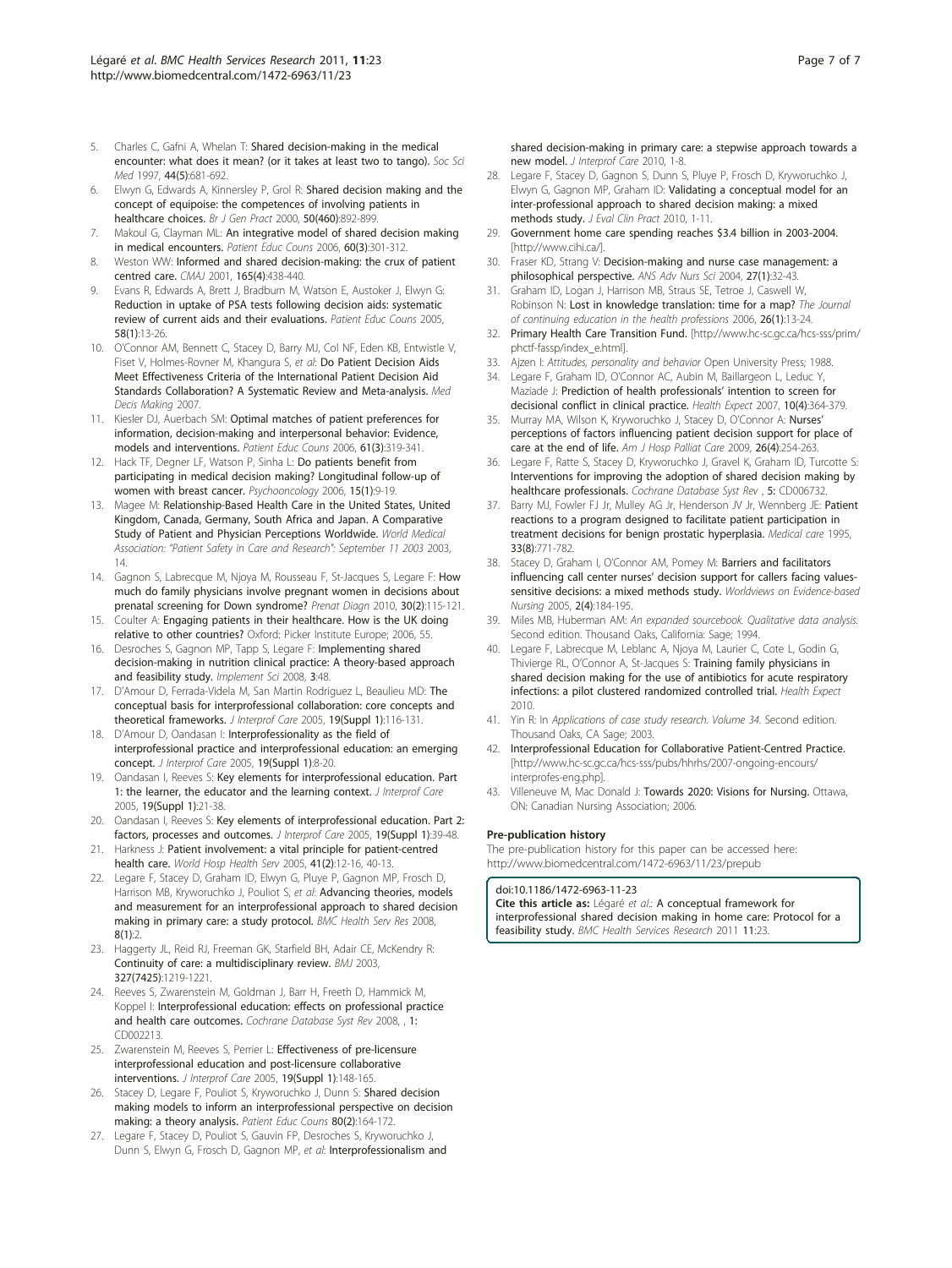5. Charles C, Gafni A, Whelan T: **Shared decision-making in the medical encounter: what does it mean? (or it takes at least two to tango).** *Soc Sci Med* 1997, **44(5)**:681-692.
6. Elwyn G, Edwards A, Kinnersley P, Grol R: **Shared decision making and the concept of equipoise: the competences of involving patients in healthcare choices.** *Br J Gen Pract* 2000, **50(460)**:892-899.
7. Makoul G, Clayman ML: **An integrative model of shared decision making in medical encounters.** *Patient Educ Couns* 2006, **60(3)**:301-312.
8. Weston WW: **Informed and shared decision-making: the crux of patient centred care.** *CMAJ* 2001, **165(4)**:438-440.
9. Evans R, Edwards A, Brett J, Bradburn M, Watson E, Austoker J, Elwyn G: **Reduction in uptake of PSA tests following decision aids: systematic review of current aids and their evaluations.** *Patient Educ Couns* 2005, **58(1)**:13-26.
10. O'Connor AM, Bennett C, Stacey D, Barry MJ, Col NF, Eden KB, Entwistle V, Fiset V, Holmes-Rovner M, Khangura S, *et al*: **Do Patient Decision Aids Meet Effectiveness Criteria of the International Patient Decision Aid Standards Collaboration? A Systematic Review and Meta-analysis.** *Med Decis Making* 2007.
11. Kiesler DJ, Auerbach SM: **Optimal matches of patient preferences for information, decision-making and interpersonal behavior: Evidence, models and interventions.** *Patient Educ Couns* 2006, **61(3)**:319-341.
12. Hack TF, Degner LF, Watson P, Sinha L: **Do patients benefit from participating in medical decision making? Longitudinal follow-up of women with breast cancer.** *Psychooncology* 2006, **15(1)**:9-19.
13. Magee M: **Relationship-Based Health Care in the United States, United Kingdom, Canada, Germany, South Africa and Japan. A Comparative Study of Patient and Physician Perceptions Worldwide.** *World Medical Association: "Patient Safety in Care and Research": September 11 2003* 2003, 14.
14. Gagnon S, Labrecque M, Njoya M, Rousseau F, St-Jacques S, Legare F: **How much do family physicians involve pregnant women in decisions about prenatal screening for Down syndrome?** *Prenat Diagn* 2010, **30(2)**:115-121.
15. Coulter A: **Engaging patients in their healthcare. How is the UK doing relative to other countries?** Oxford: Picker Institute Europe; 2006, 55.
16. Desroches S, Gagnon MP, Tapp S, Legare F: **Implementing shared decision-making in nutrition clinical practice: A theory-based approach and feasibility study.** *Implement Sci* 2008, **3**:48.
17. D'Amour D, Ferrada-Videla M, San Martin Rodriguez L, Beaulieu MD: **The conceptual basis for interprofessional collaboration: core concepts and theoretical frameworks.** *J Interprof Care* 2005, **19(Suppl 1)**:116-131.
18. D'Amour D, Oandasan I: **Interprofessionality as the field of interprofessional practice and interprofessional education: an emerging concept.** *J Interprof Care* 2005, **19(Suppl 1)**:8-20.
19. Oandasan I, Reeves S: **Key elements for interprofessional education. Part 1: the learner, the educator and the learning context.** *J Interprof Care* 2005, **19(Suppl 1)**:21-38.
20. Oandasan I, Reeves S: **Key elements of interprofessional education. Part 2: factors, processes and outcomes.** *J Interprof Care* 2005, **19(Suppl 1)**:39-48.
21. Harkness J: **Patient involvement: a vital principle for patient-centred health care.** *World Hosp Health Serv* 2005, **41(2)**:12-16, 40-13.
22. Legare F, Stacey D, Graham ID, Elwyn G, Pluye P, Gagnon MP, Frosch D, Harrison MB, Kryworuchko J, Pouliot S, *et al*: **Advancing theories, models and measurement for an interprofessional approach to shared decision making in primary care: a study protocol.** *BMC Health Serv Res* 2008, **8(1)**:2.
23. Haggerty JL, Reid RJ, Freeman GK, Starfield BH, Adair CE, McKendry R: **Continuity of care: a multidisciplinary review.** *BMJ* 2003, **327(7425)**:1219-1221.
24. Reeves S, Zwarenstein M, Goldman J, Barr H, Freeth D, Hammick M, Koppel I: **Interprofessional education: effects on professional practice and health care outcomes.** *Cochrane Database Syst Rev* 2008, , **1**: CD002213.
25. Zwarenstein M, Reeves S, Perrier L: **Effectiveness of pre-licensure interprofessional education and post-licensure collaborative interventions.** *J Interprof Care* 2005, **19(Suppl 1)**:148-165.
26. Stacey D, Legare F, Pouliot S, Kryworuchko J, Dunn S: **Shared decision making models to inform an interprofessional perspective on decision making: a theory analysis.** *Patient Educ Couns* **80(2)**:164-172.
27. Legare F, Stacey D, Pouliot S, Gauvin FP, Desroches S, Kryworuchko J, Dunn S, Elwyn G, Frosch D, Gagnon MP, *et al*: **Interprofessionalism and shared decision-making in primary care: a stepwise approach towards a new model.** *J Interprof Care* 2010, 1-8.
28. Legare F, Stacey D, Gagnon S, Dunn S, Pluye P, Frosch D, Kryworuchko J, Elwyn G, Gagnon MP, Graham ID: **Validating a conceptual model for an inter-professional approach to shared decision making: a mixed methods study.** *J Eval Clin Pract* 2010, 1-11.
29. **Government home care spending reaches $3.4 billion in 2003-2004.** [http://www.cihi.ca/].
30. Fraser KD, Strang V: **Decision-making and nurse case management: a philosophical perspective.** *ANS Adv Nurs Sci* 2004, **27(1)**:32-43.
31. Graham ID, Logan J, Harrison MB, Straus SE, Tetroe J, Caswell W, Robinson N: **Lost in knowledge translation: time for a map?** *The Journal of continuing education in the health professions* 2006, **26(1)**:13-24.
32. **Primary Health Care Transition Fund.** [http://www.hc-sc.gc.ca/hcs-sss/prim/phctf-fassp/index_e.html].
33. Ajzen I: *Attitudes, personality and behavior* Open University Press; 1988.
34. Legare F, Graham ID, O'Connor AC, Aubin M, Baillargeon L, Leduc Y, Maziade J: **Prediction of health professionals' intention to screen for decisional conflict in clinical practice.** *Health Expect* 2007, **10(4)**:364-379.
35. Murray MA, Wilson K, Kryworuchko J, Stacey D, O'Connor A: **Nurses' perceptions of factors influencing patient decision support for place of care at the end of life.** *Am J Hosp Palliat Care* 2009, **26(4)**:254-263.
36. Legare F, Ratte S, Stacey D, Kryworuchko J, Gravel K, Graham ID, Turcotte S: **Interventions for improving the adoption of shared decision making by healthcare professionals.** *Cochrane Database Syst Rev* , **5**: CD006732.
37. Barry MJ, Fowler FJ Jr, Mulley AG Jr, Henderson JV Jr, Wennberg JE: **Patient reactions to a program designed to facilitate patient participation in treatment decisions for benign prostatic hyperplasia.** *Medical care* 1995, **33(8)**:771-782.
38. Stacey D, Graham I, O'Connor AM, Pomey M: **Barriers and facilitators influencing call center nurses' decision support for callers facing values-sensitive decisions: a mixed methods study.** *Worldviews on Evidence-based Nursing* 2005, **2(4)**:184-195.
39. Miles MB, Huberman AM: *An expanded sourcebook. Qualitative data analysis.* Second edition. Thousand Oaks, California: Sage; 1994.
40. Legare F, Labrecque M, Leblanc A, Njoya M, Laurier C, Cote L, Godin G, Thivierge RL, O'Connor A, St-Jacques S: **Training family physicians in shared decision making for the use of antibiotics for acute respiratory infections: a pilot clustered randomized controlled trial.** *Health Expect* 2010.
41. Yin R: In *Applications of case study research. Volume 34.* Second edition. Thousand Oaks, CA Sage; 2003.
42. **Interprofessional Education for Collaborative Patient-Centred Practice.** [http://www.hc-sc.gc.ca/hcs-sss/pubs/hhrhs/2007-ongoing-encours/interprofes-eng.php].
43. Villeneuve M, Mac Donald J: **Towards 2020: Visions for Nursing.** Ottawa, ON: Canadian Nursing Association; 2006.

## Pre-publication history

The pre-publication history for this paper can be accessed here:
http://www.biomedcentral.com/1472-6963/11/23/prepub

doi:10.1186/1472-6963-11-23
**Cite this article as:** Légaré *et al.*: A conceptual framework for interprofessional shared decision making in home care: Protocol for a feasibility study. *BMC Health Services Research* 2011 **11**:23.